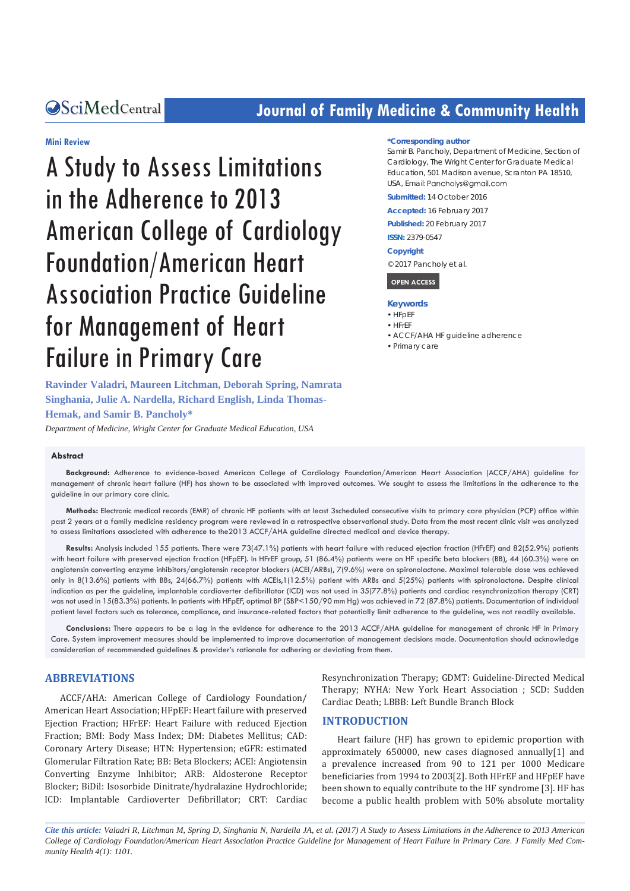Mini Review

# A Study to Assess Limitations in the Adherence to 2013 American College of Cardiology Foundation/American Heart Association Practice Guideline for Management of Heart Failure in Primary Care

**Ravinder Valadri, Maureen Litchman, Deborah Spring, Namrata Singhania, Julie A. Nardella, Richard English, Linda Thomas-Hemak, and Samir B. Pancholy***

*Department of Medicine, Wright Center for Graduate Medical Education, USA*

**\*Corresponding author**

Samir B. Pancholy, Department of Medicine, Section of Cardiology, The Wright Center for Graduate Medical Education, 501 Madison avenue, Scranton PA 18510, USA, Email: Pancholys@gmail.com

**Submitted:** 14 October 2016

**Accepted:** 16 February 2017

**Published:** 20 February 2017

**ISSN:** 2379-0547

**Copyright**

© 2017 Pancholy et al.

OPEN ACCESS

**Keywords**

- HFpEF
- HFrEF
- ACCF/AHA HF guideline adherence
- Primary care

## Abstract

**Background:** Adherence to evidence-based American College of Cardiology Foundation/American Heart Association (ACCF/AHA) guideline for management of chronic heart failure (HF) has shown to be associated with improved outcomes. We sought to assess the limitations in the adherence to the guideline in our primary care clinic.

**Methods:** Electronic medical records (EMR) of chronic HF patients with at least 3scheduled consecutive visits to primary care physician (PCP) office within past 2 years at a family medicine residency program were reviewed in a retrospective observational study. Data from the most recent clinic visit was analyzed to assess limitations associated with adherence to the2013 ACCF/AHA guideline directed medical and device therapy.

**Results:** Analysis included 155 patients. There were 73(47.1%) patients with heart failure with reduced ejection fraction (HFrEF) and 82(52.9%) patients with heart failure with preserved ejection fraction (HFpEF). In HFrEF group, 51 (86.4%) patients were on HF specific beta blockers (BB), 44 (60.3%) were on angiotensin converting enzyme inhibitors/angiotensin receptor blockers (ACEI/ARBs), 7(9.6%) were on spironolactone. Maximal tolerable dose was achieved only in 8(13.6%) patients with BBs, 24(66.7%) patients with ACEIs,1(12.5%) patient with ARBs and 5(25%) patients with spironolactone. Despite clinical indication as per the guideline, implantable cardioverter defibrillator (ICD) was not used in 35(77.8%) patients and cardiac resynchronization therapy (CRT) was not used in 15(83.3%) patients. In patients with HFpEF, optimal BP (SBP<150/90 mm Hg) was achieved in 72 (87.8%) patients. Documentation of individual patient level factors such as tolerance, compliance, and insurance-related factors that potentially limit adherence to the guideline, was not readily available.

**Conclusions:** There appears to be a lag in the evidence for adherence to the 2013 ACCF/AHA guideline for management of chronic HF in Primary Care. System improvement measures should be implemented to improve documentation of management decisions made. Documentation should acknowledge consideration of recommended guidelines & provider's rationale for adhering or deviating from them.

## ABBREVIATIONS

ACCF/AHA: American College of Cardiology Foundation/ American Heart Association; HFpEF: Heart failure with preserved Ejection Fraction; HFrEF: Heart Failure with reduced Ejection Fraction; BMI: Body Mass Index; DM: Diabetes Mellitus; CAD: Coronary Artery Disease; HTN: Hypertension; eGFR: estimated Glomerular Filtration Rate; BB: Beta Blockers; ACEI: Angiotensin Converting Enzyme Inhibitor; ARB: Aldosterone Receptor Blocker; BiDil: Isosorbide Dinitrate/hydralazine Hydrochloride; ICD: Implantable Cardioverter Defibrillator; CRT: Cardiac Resynchronization Therapy; GDMT: Guideline-Directed Medical Therapy; NYHA: New York Heart Association ; SCD: Sudden Cardiac Death; LBBB: Left Bundle Branch Block

## INTRODUCTION

Heart failure (HF) has grown to epidemic proportion with approximately 650000, new cases diagnosed annually[1] and a prevalence increased from 90 to 121 per 1000 Medicare beneficiaries from 1994 to 2003[2]. Both HFrEF and HFpEF have been shown to equally contribute to the HF syndrome [3]. HF has become a public health problem with 50% absolute mortality

*Cite this article: Valadri R, Litchman M, Spring D, Singhania N, Nardella JA, et al. (2017) A Study to Assess Limitations in the Adherence to 2013 American College of Cardiology Foundation/American Heart Association Practice Guideline for Management of Heart Failure in Primary Care. J Family Med Community Health 4(1): 1101.*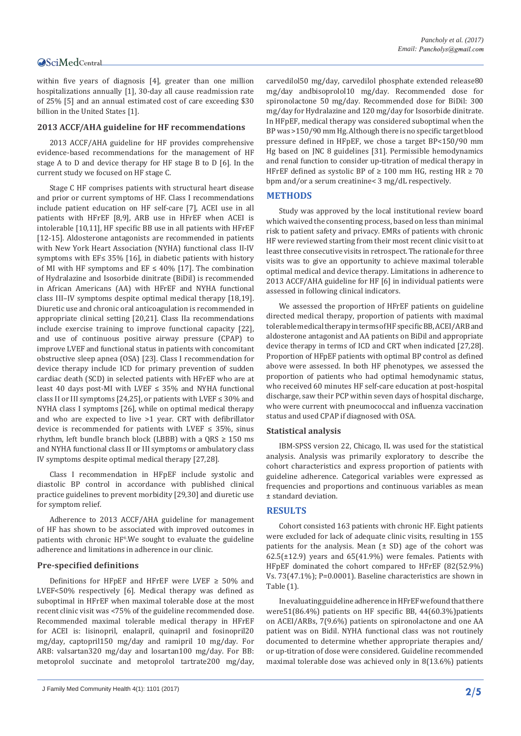within five years of diagnosis [4], greater than one million hospitalizations annually [1], 30-day all cause readmission rate of 25% [5] and an annual estimated cost of care exceeding $30 billion in the United States [1].

### 2013 ACCF/AHA guideline for HF recommendations

2013 ACCF/AHA guideline for HF provides comprehensive evidence-based recommendations for the management of HF stage A to D and device therapy for HF stage B to D [6]. In the current study we focused on HF stage C.

Stage C HF comprises patients with structural heart disease and prior or current symptoms of HF. Class I recommendations include patient education on HF self-care [7], ACEI use in all patients with HFrEF [8,9], ARB use in HFrEF when ACEI is intolerable [10,11], HF specific BB use in all patients with HFrEF [12-15]. Aldosterone antagonists are recommended in patients with New York Heart Association (NYHA) functional class II-IV symptoms with EF≤ 35% [16], in diabetic patients with history of MI with HF symptoms and EF ≤ 40% [17]. The combination of Hydralazine and Isosorbide dinitrate (BiDil) is recommended in African Americans (AA) with HFrEF and NYHA functional class III–IV symptoms despite optimal medical therapy [18,19]. Diuretic use and chronic oral anticoagulation is recommended in appropriate clinical setting [20,21]. Class IIa recommendations include exercise training to improve functional capacity [22], and use of continuous positive airway pressure (CPAP) to improve LVEF and functional status in patients with concomitant obstructive sleep apnea (OSA) [23]. Class I recommendation for device therapy include ICD for primary prevention of sudden cardiac death (SCD) in selected patients with HFrEF who are at least 40 days post-MI with LVEF ≤ 35% and NYHA functional class II or III symptoms [24,25], or patients with LVEF ≤ 30% and NYHA class I symptoms [26], while on optimal medical therapy and who are expected to live >1 year. CRT with defibrillator device is recommended for patients with LVEF ≤ 35%, sinus rhythm, left bundle branch block (LBBB) with a QRS ≥ 150 ms and NYHA functional class II or III symptoms or ambulatory class IV symptoms despite optimal medical therapy [27,28].

Class I recommendation in HFpEF include systolic and diastolic BP control in accordance with published clinical practice guidelines to prevent morbidity [29,30] and diuretic use for symptom relief.

Adherence to 2013 ACCF/AHA guideline for management of HF has shown to be associated with improved outcomes in patients with chronic HF[6].We sought to evaluate the guideline adherence and limitations in adherence in our clinic.

### Pre-specified definitions

Definitions for HFpEF and HFrEF were LVEF ≥ 50% and LVEF<50% respectively [6]. Medical therapy was defined as suboptimal in HFrEF when maximal tolerable dose at the most recent clinic visit was <75% of the guideline recommended dose. Recommended maximal tolerable medical therapy in HFrEF for ACEI is: lisinopril, enalapril, quinapril and fosinopril20 mg/day, captopril150 mg/day and ramipril 10 mg/day. For ARB: valsartan320 mg/day and losartan100 mg/day. For BB: metoprolol succinate and metoprolol tartrate200 mg/day, carvedilol50 mg/day, carvedilol phosphate extended release80 mg/day andbisoprolol10 mg/day. Recommended dose for spironolactone 50 mg/day. Recommended dose for BiDil: 300 mg/day for Hydralazine and 120 mg/day for Isosorbide dinitrate. In HFpEF, medical therapy was considered suboptimal when the BP was >150/90 mm Hg. Although there is no specific target blood pressure defined in HFpEF, we chose a target BP<150/90 mm Hg based on JNC 8 guidelines [31]. Permissible hemodynamics and renal function to consider up-titration of medical therapy in HFrEF defined as systolic BP of ≥ 100 mm HG, resting HR ≥ 70 bpm and/or a serum creatinine< 3 mg/dL respectively.

## METHODS

Study was approved by the local institutional review board which waived the consenting process, based on less than minimal risk to patient safety and privacy. EMRs of patients with chronic HF were reviewed starting from their most recent clinic visit to at least three consecutive visits in retrospect. The rationale for three consecutive visits was to give an opportunity to achieve maximal tolerable optimal medical and device therapy. Limitations in adherence to 2013 ACCF/AHA guideline for HF [6] in individual patients were assessed in following clinical indicators.

We assessed the proportion of HFrEF patients on guideline directed medical therapy, proportion of patients with maximal tolerable medical therapy in terms of HF specific BB, ACEI/ARB and aldosterone antagonist and AA patients on BiDil and appropriate device therapy in terms of ICD and CRT when indicated [27,28]. Proportion of HFpEF patients with optimal BP control as defined above were assessed. In both HF phenotypes, we assessed the proportion of patients who had optimal hemodynamic status, who received 60 minutes HF self-care education at post-hospital discharge, saw their PCP within seven days of hospital discharge, who were current with pneumococcal and influenza vaccination status and used CPAP if diagnosed with OSA.

### Statistical analysis

IBM-SPSS version 22, Chicago, IL was used for the statistical analysis. Analysis was primarily exploratory to describe the cohort characteristics and express proportion of patients with guideline adherence. Categorical variables were expressed as frequencies and proportions and continuous variables as mean ± standard deviation.

## RESULTS

Cohort consisted 163 patients with chronic HF. Eight patients were excluded for lack of adequate clinic visits, resulting in 155 patients for the analysis. Mean (± SD) age of the cohort was 62.5(±12.9) years and 65(41.9%) were females. Patients with HFpEF dominated the cohort compared to HFrEF (82(52.9%) Vs. 73(47.1%); P=0.0001). Baseline characteristics are shown in Table (1).

In evaluating guideline adherence in HFrEF we found that there were51(86.4%) patients on HF specific BB, 44(60.3%)patients on ACEI/ARBs, 7(9.6%) patients on spironolactone and one AA patient was on Bidil. NYHA functional class was not routinely documented to determine whether appropriate therapies and/or up-titration of dose were considered. Guideline recommended maximal tolerable dose was achieved only in 8(13.6%) patients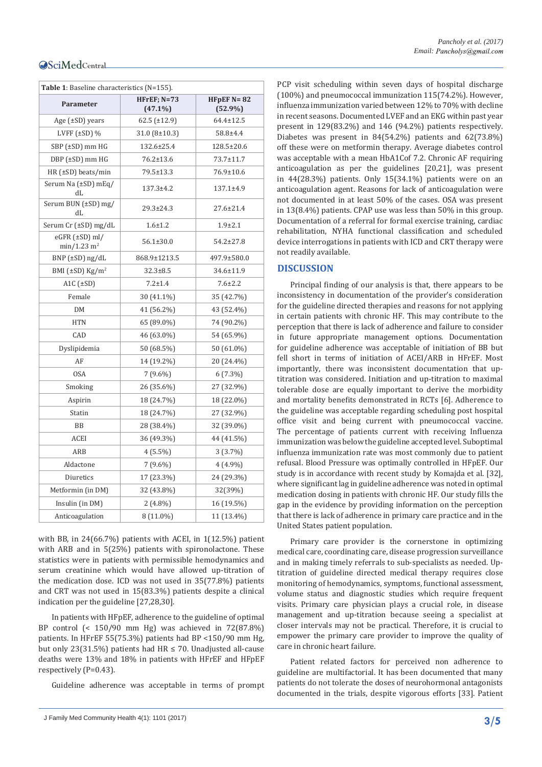**Table 1**: Baseline characteristics (N=155).

| Parameter | HFrEF; N=73 (47.1%) | HFpEF N= 82 (52.9%) |
|---|---|---|
| Age (±SD) years | 62.5 (±12.9) | 64.4±12.5 |
| LVFF (±SD) % | 31.0 (8±10.3) | 58.8±4.4 |
| SBP (±SD) mm HG | 132.6±25.4 | 128.5±20.6 |
| DBP (±SD) mm HG | 76.2±13.6 | 73.7±11.7 |
| HR (±SD) beats/min | 79.5±13.3 | 76.9±10.6 |
| Serum Na (±SD) mEq/dL | 137.3±4.2 | 137.1±4.9 |
| Serum BUN (±SD) mg/dL | 29.3±24.3 | 27.6±21.4 |
| Serum Cr (±SD) mg/dL | 1.6±1.2 | 1.9±2.1 |
| eGFR (±SD) ml/min/1.23 $m^2$ | 56.1±30.0 | 54.2±27.8 |
| BNP (±SD) ng/dL | 868.9±1213.5 | 497.9±580.0 |
| BMI (±SD) Kg/$m^2$ | 32.3±8.5 | 34.6±11.9 |
| A1C (±SD) | 7.2±1.4 | 7.6±2.2 |
| Female | 30 (41.1%) | 35 (42.7%) |
| DM | 41 (56.2%) | 43 (52.4%) |
| HTN | 65 (89.0%) | 74 (90.2%) |
| CAD | 46 (63.0%) | 54 (65.9%) |
| Dyslipidemia | 50 (68.5%) | 50 (61.0%) |
| AF | 14 (19.2%) | 20 (24.4%) |
| OSA | 7 (9.6%) | 6 (7.3%) |
| Smoking | 26 (35.6%) | 27 (32.9%) |
| Aspirin | 18 (24.7%) | 18 (22.0%) |
| Statin | 18 (24.7%) | 27 (32.9%) |
| BB | 28 (38.4%) | 32 (39.0%) |
| ACEI | 36 (49.3%) | 44 (41.5%) |
| ARB | 4 (5.5%) | 3 (3.7%) |
| Aldactone | 7 (9.6%) | 4 (4.9%) |
| Diuretics | 17 (23.3%) | 24 (29.3%) |
| Metformin (in DM) | 32 (43.8%) | 32(39%) |
| Insulin (in DM) | 2 (4.8%) | 16 (19.5%) |
| Anticoagulation | 8 (11.0%) | 11 (13.4%) |

with BB, in 24(66.7%) patients with ACEI, in 1(12.5%) patient with ARB and in 5(25%) patients with spironolactone. These statistics were in patients with permissible hemodynamics and serum creatinine which would have allowed up-titration of the medication dose. ICD was not used in 35(77.8%) patients and CRT was not used in 15(83.3%) patients despite a clinical indication per the guideline [27,28,30].

In patients with HFpEF, adherence to the guideline of optimal BP control (< 150/90 mm Hg) was achieved in 72(87.8%) patients. In HFrEF 55(75.3%) patients had BP <150/90 mm Hg, but only 23(31.5%) patients had HR ≤ 70. Unadjusted all-cause deaths were 13% and 18% in patients with HFrEF and HFpEF respectively (P=0.43).

Guideline adherence was acceptable in terms of prompt PCP visit scheduling within seven days of hospital discharge (100%) and pneumococcal immunization 115(74.2%). However, influenza immunization varied between 12% to 70% with decline in recent seasons. Documented LVEF and an EKG within past year present in 129(83.2%) and 146 (94.2%) patients respectively. Diabetes was present in 84(54.2%) patients and 62(73.8%) off these were on metformin therapy. Average diabetes control was acceptable with a mean HbA1Cof 7.2. Chronic AF requiring anticoagulation as per the guidelines [20,21], was present in 44(28.3%) patients. Only 15(34.1%) patients were on an anticoagulation agent. Reasons for lack of anticoagulation were not documented in at least 50% of the cases. OSA was present in 13(8.4%) patients. CPAP use was less than 50% in this group. Documentation of a referral for formal exercise training, cardiac rehabilitation, NYHA functional classification and scheduled device interrogations in patients with ICD and CRT therapy were not readily available.

## DISCUSSION

Principal finding of our analysis is that, there appears to be inconsistency in documentation of the provider's consideration for the guideline directed therapies and reasons for not applying in certain patients with chronic HF. This may contribute to the perception that there is lack of adherence and failure to consider in future appropriate management options. Documentation for guideline adherence was acceptable of initiation of BB but fell short in terms of initiation of ACEI/ARB in HFrEF. Most importantly, there was inconsistent documentation that up-titration was considered. Initiation and up-titration to maximal tolerable dose are equally important to derive the morbidity and mortality benefits demonstrated in RCTs [6]. Adherence to the guideline was acceptable regarding scheduling post hospital office visit and being current with pneumococcal vaccine. The percentage of patients current with receiving Influenza immunization was below the guideline accepted level. Suboptimal influenza immunization rate was most commonly due to patient refusal. Blood Pressure was optimally controlled in HFpEF. Our study is in accordance with recent study by Komajda et al. [32], where significant lag in guideline adherence was noted in optimal medication dosing in patients with chronic HF. Our study fills the gap in the evidence by providing information on the perception that there is lack of adherence in primary care practice and in the United States patient population.

Primary care provider is the cornerstone in optimizing medical care, coordinating care, disease progression surveillance and in making timely referrals to sub-specialists as needed. Up-titration of guideline directed medical therapy requires close monitoring of hemodynamics, symptoms, functional assessment, volume status and diagnostic studies which require frequent visits. Primary care physician plays a crucial role, in disease management and up-titration because seeing a specialist at closer intervals may not be practical. Therefore, it is crucial to empower the primary care provider to improve the quality of care in chronic heart failure.

Patient related factors for perceived non adherence to guideline are multifactorial. It has been documented that many patients do not tolerate the doses of neurohormonal antagonists documented in the trials, despite vigorous efforts [33]. Patient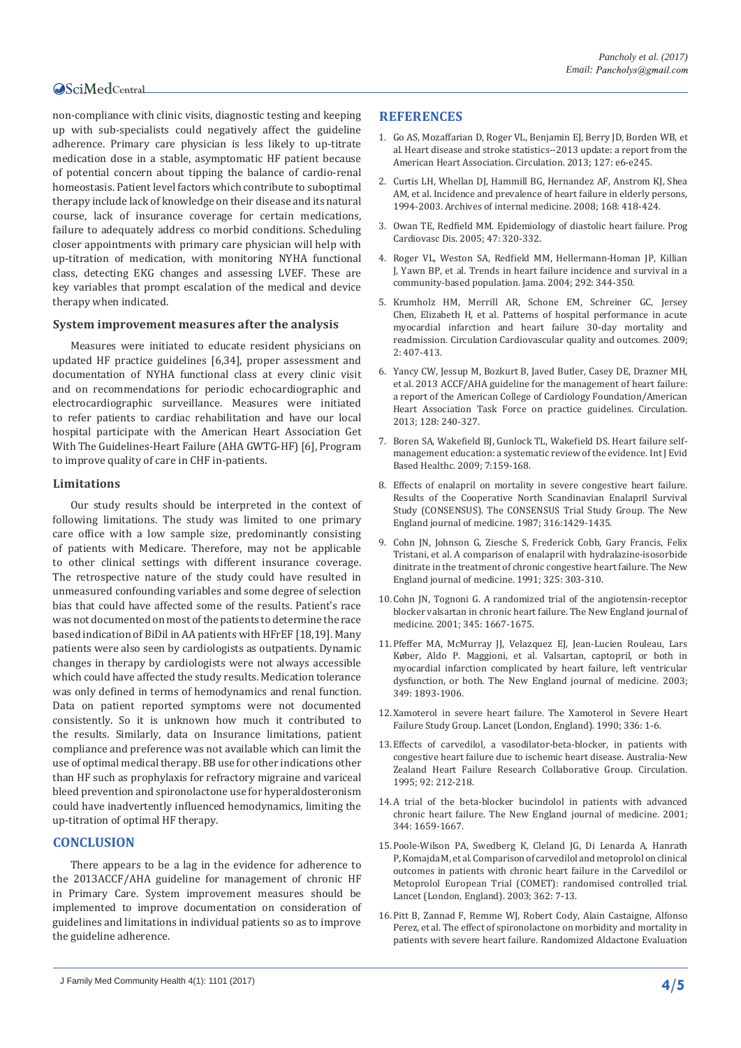non-compliance with clinic visits, diagnostic testing and keeping up with sub-specialists could negatively affect the guideline adherence. Primary care physician is less likely to up-titrate medication dose in a stable, asymptomatic HF patient because of potential concern about tipping the balance of cardio-renal homeostasis. Patient level factors which contribute to suboptimal therapy include lack of knowledge on their disease and its natural course, lack of insurance coverage for certain medications, failure to adequately address co morbid conditions. Scheduling closer appointments with primary care physician will help with up-titration of medication, with monitoring NYHA functional class, detecting EKG changes and assessing LVEF. These are key variables that prompt escalation of the medical and device therapy when indicated.

### System improvement measures after the analysis

Measures were initiated to educate resident physicians on updated HF practice guidelines [6,34], proper assessment and documentation of NYHA functional class at every clinic visit and on recommendations for periodic echocardiographic and electrocardiographic surveillance. Measures were initiated to refer patients to cardiac rehabilitation and have our local hospital participate with the American Heart Association Get With The Guidelines-Heart Failure (AHA GWTG-HF) [6], Program to improve quality of care in CHF in-patients.

### Limitations

Our study results should be interpreted in the context of following limitations. The study was limited to one primary care office with a low sample size, predominantly consisting of patients with Medicare. Therefore, may not be applicable to other clinical settings with different insurance coverage. The retrospective nature of the study could have resulted in unmeasured confounding variables and some degree of selection bias that could have affected some of the results. Patient's race was not documented on most of the patients to determine the race based indication of BiDil in AA patients with HFrEF [18,19]. Many patients were also seen by cardiologists as outpatients. Dynamic changes in therapy by cardiologists were not always accessible which could have affected the study results. Medication tolerance was only defined in terms of hemodynamics and renal function. Data on patient reported symptoms were not documented consistently. So it is unknown how much it contributed to the results. Similarly, data on Insurance limitations, patient compliance and preference was not available which can limit the use of optimal medical therapy. BB use for other indications other than HF such as prophylaxis for refractory migraine and variceal bleed prevention and spironolactone use for hyperaldosteronism could have inadvertently influenced hemodynamics, limiting the up-titration of optimal HF therapy.

## CONCLUSION

There appears to be a lag in the evidence for adherence to the 2013ACCF/AHA guideline for management of chronic HF in Primary Care. System improvement measures should be implemented to improve documentation on consideration of guidelines and limitations in individual patients so as to improve the guideline adherence.

## REFERENCES

1. Go AS, Mozaffarian D, Roger VL, Benjamin EJ, Berry JD, Borden WB, et al. Heart disease and stroke statistics--2013 update: a report from the American Heart Association. Circulation. 2013; 127: e6-e245.
2. Curtis LH, Whellan DJ, Hammill BG, Hernandez AF, Anstrom KJ, Shea AM, et al. Incidence and prevalence of heart failure in elderly persons, 1994-2003. Archives of internal medicine. 2008; 168: 418-424.
3. Owan TE, Redfield MM. Epidemiology of diastolic heart failure. Prog Cardiovasc Dis. 2005; 47: 320-332.
4. Roger VL, Weston SA, Redfield MM, Hellermann-Homan JP, Killian J, Yawn BP, et al. Trends in heart failure incidence and survival in a community-based population. Jama. 2004; 292: 344-350.
5. Krumholz HM, Merrill AR, Schone EM, Schreiner GC, Jersey Chen, Elizabeth H, et al. Patterns of hospital performance in acute myocardial infarction and heart failure 30-day mortality and readmission. Circulation Cardiovascular quality and outcomes. 2009; 2: 407-413.
6. Yancy CW, Jessup M, Bozkurt B, Javed Butler, Casey DE, Drazner MH, et al. 2013 ACCF/AHA guideline for the management of heart failure: a report of the American College of Cardiology Foundation/American Heart Association Task Force on practice guidelines. Circulation. 2013; 128: 240-327.
7. Boren SA, Wakefield BJ, Gunlock TL, Wakefield DS. Heart failure self-management education: a systematic review of the evidence. Int J Evid Based Healthc. 2009; 7:159-168.
8. Effects of enalapril on mortality in severe congestive heart failure. Results of the Cooperative North Scandinavian Enalapril Survival Study (CONSENSUS). The CONSENSUS Trial Study Group. The New England journal of medicine. 1987; 316:1429-1435.
9. Cohn JN, Johnson G, Ziesche S, Frederick Cobb, Gary Francis, Felix Tristani, et al. A comparison of enalapril with hydralazine-isosorbide dinitrate in the treatment of chronic congestive heart failure. The New England journal of medicine. 1991; 325: 303-310.
10. Cohn JN, Tognoni G. A randomized trial of the angiotensin-receptor blocker valsartan in chronic heart failure. The New England journal of medicine. 2001; 345: 1667-1675.
11. Pfeffer MA, McMurray JJ, Velazquez EJ, Jean-Lucien Rouleau, Lars Køber, Aldo P. Maggioni, et al. Valsartan, captopril, or both in myocardial infarction complicated by heart failure, left ventricular dysfunction, or both. The New England journal of medicine. 2003; 349: 1893-1906.
12. Xamoterol in severe heart failure. The Xamoterol in Severe Heart Failure Study Group. Lancet (London, England). 1990; 336: 1-6.
13. Effects of carvedilol, a vasodilator-beta-blocker, in patients with congestive heart failure due to ischemic heart disease. Australia-New Zealand Heart Failure Research Collaborative Group. Circulation. 1995; 92: 212-218.
14. A trial of the beta-blocker bucindolol in patients with advanced chronic heart failure. The New England journal of medicine. 2001; 344: 1659-1667.
15. Poole-Wilson PA, Swedberg K, Cleland JG, Di Lenarda A, Hanrath P, Komajda M, et al. Comparison of carvedilol and metoprolol on clinical outcomes in patients with chronic heart failure in the Carvedilol or Metoprolol European Trial (COMET): randomised controlled trial. Lancet (London, England). 2003; 362: 7-13.
16. Pitt B, Zannad F, Remme WJ, Robert Cody, Alain Castaigne, Alfonso Perez, et al. The effect of spironolactone on morbidity and mortality in patients with severe heart failure. Randomized Aldactone Evaluation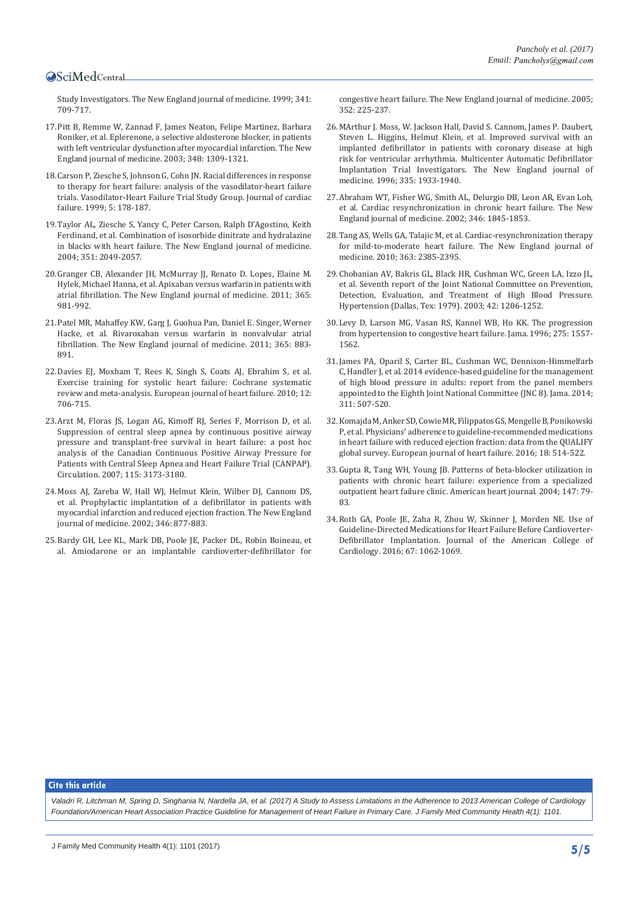Study Investigators. The New England journal of medicine. 1999; 341: 709-717.

17. Pitt B, Remme W, Zannad F, James Neaton, Felipe Martinez, Barbara Roniker, et al. Eplerenone, a selective aldosterone blocker, in patients with left ventricular dysfunction after myocardial infarction. The New England journal of medicine. 2003; 348: 1309-1321.

18. Carson P, Ziesche S, Johnson G, Cohn JN. Racial differences in response to therapy for heart failure: analysis of the vasodilator-heart failure trials. Vasodilator-Heart Failure Trial Study Group. Journal of cardiac failure. 1999; 5: 178-187.

19. Taylor AL, Ziesche S, Yancy C, Peter Carson, Ralph D'Agostino, Keith Ferdinand, et al. Combination of isosorbide dinitrate and hydralazine in blacks with heart failure. The New England journal of medicine. 2004; 351: 2049-2057.

20. Granger CB, Alexander JH, McMurray JJ, Renato D. Lopes, Elaine M. Hylek, Michael Hanna, et al. Apixaban versus warfarin in patients with atrial fibrillation. The New England journal of medicine. 2011; 365: 981-992.

21. Patel MR, Mahaffey KW, Garg J, Guohua Pan, Daniel E. Singer, Werner Hacke, et al. Rivaroxaban versus warfarin in nonvalvular atrial fibrillation. The New England journal of medicine. 2011; 365: 883-891.

22. Davies EJ, Moxham T, Rees K, Singh S, Coats AJ, Ebrahim S, et al. Exercise training for systolic heart failure: Cochrane systematic review and meta-analysis. European journal of heart failure. 2010; 12: 706-715.

23. Arzt M, Floras JS, Logan AG, Kimoff RJ, Series F, Morrison D, et al. Suppression of central sleep apnea by continuous positive airway pressure and transplant-free survival in heart failure: a post hoc analysis of the Canadian Continuous Positive Airway Pressure for Patients with Central Sleep Apnea and Heart Failure Trial (CANPAP). Circulation. 2007; 115: 3173-3180.

24. Moss AJ, Zareba W, Hall WJ, Helmut Klein, Wilber DJ, Cannom DS, et al. Prophylactic implantation of a defibrillator in patients with myocardial infarction and reduced ejection fraction. The New England journal of medicine. 2002; 346: 877-883.

25. Bardy GH, Lee KL, Mark DB, Poole JE, Packer DL, Robin Boineau, et al. Amiodarone or an implantable cardioverter-defibrillator for congestive heart failure. The New England journal of medicine. 2005; 352: 225-237.

26. MArthur J. Moss, W. Jackson Hall, David S. Cannom, James P. Daubert, Steven L. Higgins, Helmut Klein, et al. Improved survival with an implanted defibrillator in patients with coronary disease at high risk for ventricular arrhythmia. Multicenter Automatic Defibrillator Implantation Trial Investigators. The New England journal of medicine. 1996; 335: 1933-1940.

27. Abraham WT, Fisher WG, Smith AL, Delurgio DB, Leon AR, Evan Loh, et al. Cardiac resynchronization in chronic heart failure. The New England journal of medicine. 2002; 346: 1845-1853.

28. Tang AS, Wells GA, Talajic M, et al. Cardiac-resynchronization therapy for mild-to-moderate heart failure. The New England journal of medicine. 2010; 363: 2385-2395.

29. Chobanian AV, Bakris GL, Black HR, Cushman WC, Green LA, Izzo JL, et al. Seventh report of the Joint National Committee on Prevention, Detection, Evaluation, and Treatment of High Blood Pressure. Hypertension (Dallas, Tex: 1979). 2003; 42: 1206-1252.

30. Levy D, Larson MG, Vasan RS, Kannel WB, Ho KK. The progression from hypertension to congestive heart failure. Jama. 1996; 275: 1557-1562.

31. James PA, Oparil S, Carter BL, Cushman WC, Dennison-Himmelfarb C, Handler J, et al. 2014 evidence-based guideline for the management of high blood pressure in adults: report from the panel members appointed to the Eighth Joint National Committee (JNC 8). Jama. 2014; 311: 507-520.

32. Komajda M, Anker SD, Cowie MR, Filippatos GS, Mengelle B, Ponikowski P, et al. Physicians' adherence to guideline-recommended medications in heart failure with reduced ejection fraction: data from the QUALIFY global survey. European journal of heart failure. 2016; 18: 514-522.

33. Gupta R, Tang WH, Young JB. Patterns of beta-blocker utilization in patients with chronic heart failure: experience from a specialized outpatient heart failure clinic. American heart journal. 2004; 147: 79-83.

34. Roth GA, Poole JE, Zaha R, Zhou W, Skinner J, Morden NE. Use of Guideline-Directed Medications for Heart Failure Before Cardioverter-Defibrillator Implantation. Journal of the American College of Cardiology. 2016; 67: 1062-1069.

**Cite this article**

*Valadri R, Litchman M, Spring D, Singhania N, Nardella JA, et al. (2017) A Study to Assess Limitations in the Adherence to 2013 American College of Cardiology Foundation/American Heart Association Practice Guideline for Management of Heart Failure in Primary Care. J Family Med Community Health 4(1): 1101.*